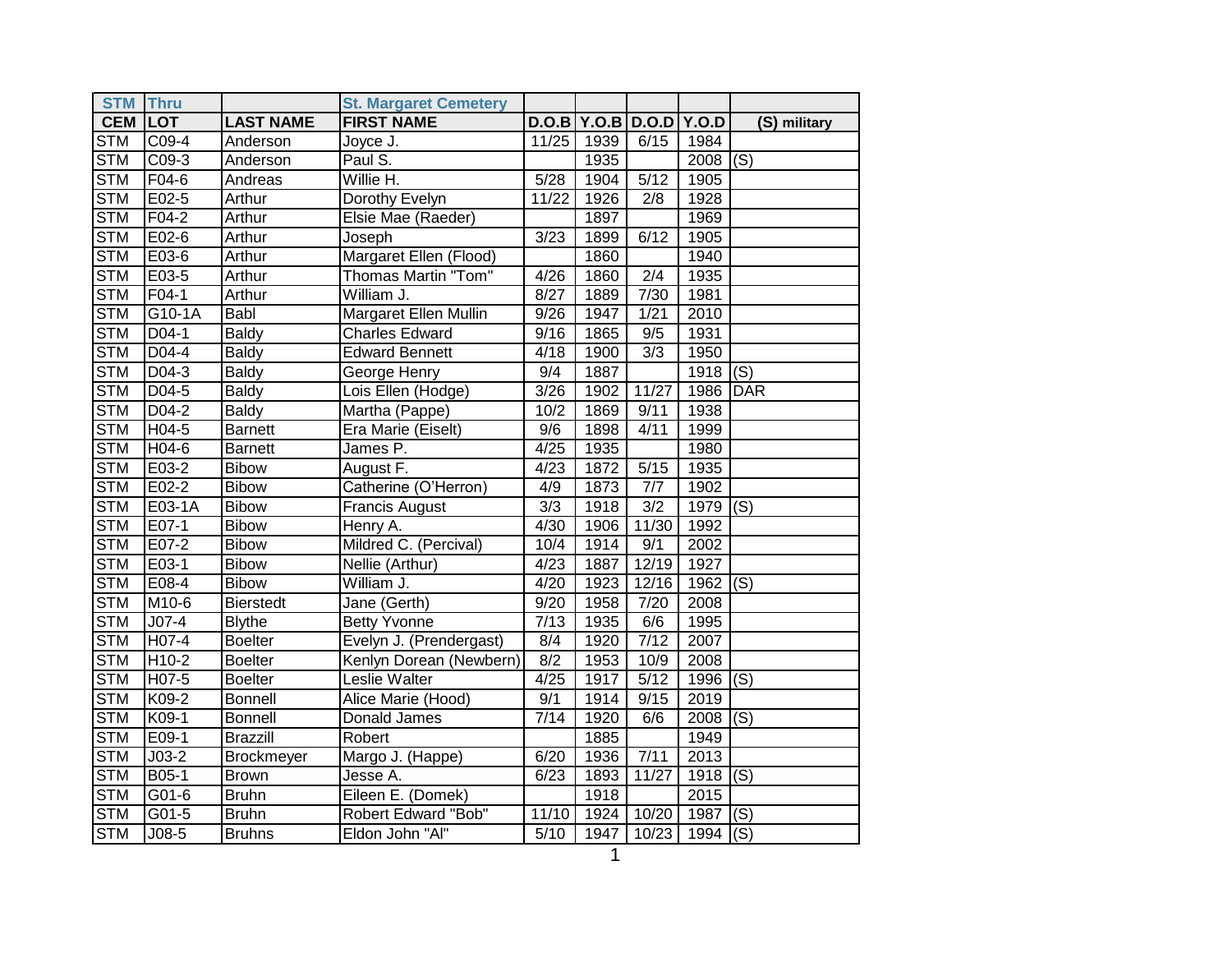| STM | Thru | | St. Margaret Cemetery | | | | | |
|---|---|---|---|---|---|---|---|---|
| **CEM** | **LOT** | **LAST NAME** | **FIRST NAME** | **D.O.B** | **Y.O.B** | **D.O.D** | **Y.O.D** | **(S) military** |
| STM | C09-4 | Anderson | Joyce J. | 11/25 | 1939 | 6/15 | 1984 | |
| STM | C09-3 | Anderson | Paul S. | | 1935 | | 2008 | (S) |
| STM | F04-6 | Andreas | Willie H. | 5/28 | 1904 | 5/12 | 1905 | |
| STM | E02-5 | Arthur | Dorothy Evelyn | 11/22 | 1926 | 2/8 | 1928 | |
| STM | F04-2 | Arthur | Elsie Mae (Raeder) | | 1897 | | 1969 | |
| STM | E02-6 | Arthur | Joseph | 3/23 | 1899 | 6/12 | 1905 | |
| STM | E03-6 | Arthur | Margaret Ellen (Flood) | | 1860 | | 1940 | |
| STM | E03-5 | Arthur | Thomas Martin "Tom" | 4/26 | 1860 | 2/4 | 1935 | |
| STM | F04-1 | Arthur | William J. | 8/27 | 1889 | 7/30 | 1981 | |
| STM | G10-1A | Babl | Margaret Ellen Mullin | 9/26 | 1947 | 1/21 | 2010 | |
| STM | D04-1 | Baldy | Charles Edward | 9/16 | 1865 | 9/5 | 1931 | |
| STM | D04-4 | Baldy | Edward Bennett | 4/18 | 1900 | 3/3 | 1950 | |
| STM | D04-3 | Baldy | George Henry | 9/4 | 1887 | | 1918 | (S) |
| STM | D04-5 | Baldy | Lois Ellen (Hodge) | 3/26 | 1902 | 11/27 | 1986 | DAR |
| STM | D04-2 | Baldy | Martha (Pappe) | 10/2 | 1869 | 9/11 | 1938 | |
| STM | H04-5 | Barnett | Era Marie (Eiselt) | 9/6 | 1898 | 4/11 | 1999 | |
| STM | H04-6 | Barnett | James P. | 4/25 | 1935 | | 1980 | |
| STM | E03-2 | Bibow | August F. | 4/23 | 1872 | 5/15 | 1935 | |
| STM | E02-2 | Bibow | Catherine (O'Herron) | 4/9 | 1873 | 7/7 | 1902 | |
| STM | E03-1A | Bibow | Francis August | 3/3 | 1918 | 3/2 | 1979 | (S) |
| STM | E07-1 | Bibow | Henry A. | 4/30 | 1906 | 11/30 | 1992 | |
| STM | E07-2 | Bibow | Mildred C. (Percival) | 10/4 | 1914 | 9/1 | 2002 | |
| STM | E03-1 | Bibow | Nellie (Arthur) | 4/23 | 1887 | 12/19 | 1927 | |
| STM | E08-4 | Bibow | William J. | 4/20 | 1923 | 12/16 | 1962 | (S) |
| STM | M10-6 | Bierstedt | Jane (Gerth) | 9/20 | 1958 | 7/20 | 2008 | |
| STM | J07-4 | Blythe | Betty Yvonne | 7/13 | 1935 | 6/6 | 1995 | |
| STM | H07-4 | Boelter | Evelyn J. (Prendergast) | 8/4 | 1920 | 7/12 | 2007 | |
| STM | H10-2 | Boelter | Kenlyn Dorean (Newbern) | 8/2 | 1953 | 10/9 | 2008 | |
| STM | H07-5 | Boelter | Leslie Walter | 4/25 | 1917 | 5/12 | 1996 | (S) |
| STM | K09-2 | Bonnell | Alice Marie (Hood) | 9/1 | 1914 | 9/15 | 2019 | |
| STM | K09-1 | Bonnell | Donald James | 7/14 | 1920 | 6/6 | 2008 | (S) |
| STM | E09-1 | Brazzill | Robert | | 1885 | | 1949 | |
| STM | J03-2 | Brockmeyer | Margo J. (Happe) | 6/20 | 1936 | 7/11 | 2013 | |
| STM | B05-1 | Brown | Jesse A. | 6/23 | 1893 | 11/27 | 1918 | (S) |
| STM | G01-6 | Bruhn | Eileen E. (Domek) | | 1918 | | 2015 | |
| STM | G01-5 | Bruhn | Robert Edward "Bob" | 11/10 | 1924 | 10/20 | 1987 | (S) |
| STM | J08-5 | Bruhns | Eldon John "Al" | 5/10 | 1947 | 10/23 | 1994 | (S) |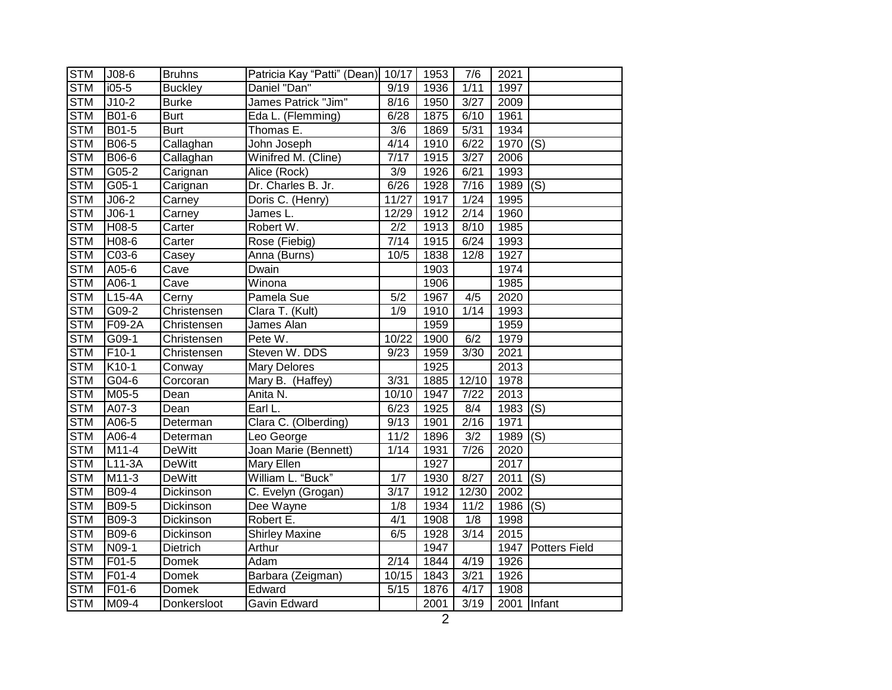| STM | J08-6 | Bruhns | Patricia Kay "Patti" (Dean) | 10/17 | 1953 | 7/6 | 2021 | |
|---|---|---|---|---|---|---|---|---|
| STM | i05-5 | Buckley | Daniel "Dan" | 9/19 | 1936 | 1/11 | 1997 | |
| STM | J10-2 | Burke | James Patrick "Jim" | 8/16 | 1950 | 3/27 | 2009 | |
| STM | B01-6 | Burt | Eda L. (Flemming) | 6/28 | 1875 | 6/10 | 1961 | |
| STM | B01-5 | Burt | Thomas E. | 3/6 | 1869 | 5/31 | 1934 | |
| STM | B06-5 | Callaghan | John Joseph | 4/14 | 1910 | 6/22 | 1970 | (S) |
| STM | B06-6 | Callaghan | Winifred M. (Cline) | 7/17 | 1915 | 3/27 | 2006 | |
| STM | G05-2 | Carignan | Alice (Rock) | 3/9 | 1926 | 6/21 | 1993 | |
| STM | G05-1 | Carignan | Dr. Charles B. Jr. | 6/26 | 1928 | 7/16 | 1989 | (S) |
| STM | J06-2 | Carney | Doris C. (Henry) | 11/27 | 1917 | 1/24 | 1995 | |
| STM | J06-1 | Carney | James L. | 12/29 | 1912 | 2/14 | 1960 | |
| STM | H08-5 | Carter | Robert W. | 2/2 | 1913 | 8/10 | 1985 | |
| STM | H08-6 | Carter | Rose (Fiebig) | 7/14 | 1915 | 6/24 | 1993 | |
| STM | C03-6 | Casey | Anna (Burns) | 10/5 | 1838 | 12/8 | 1927 | |
| STM | A05-6 | Cave | Dwain | | 1903 | | 1974 | |
| STM | A06-1 | Cave | Winona | | 1906 | | 1985 | |
| STM | L15-4A | Cerny | Pamela Sue | 5/2 | 1967 | 4/5 | 2020 | |
| STM | G09-2 | Christensen | Clara T. (Kult) | 1/9 | 1910 | 1/14 | 1993 | |
| STM | F09-2A | Christensen | James Alan | | 1959 | | 1959 | |
| STM | G09-1 | Christensen | Pete W. | 10/22 | 1900 | 6/2 | 1979 | |
| STM | F10-1 | Christensen | Steven W. DDS | 9/23 | 1959 | 3/30 | 2021 | |
| STM | K10-1 | Conway | Mary Delores | | 1925 | | 2013 | |
| STM | G04-6 | Corcoran | Mary B. (Haffey) | 3/31 | 1885 | 12/10 | 1978 | |
| STM | M05-5 | Dean | Anita N. | 10/10 | 1947 | 7/22 | 2013 | |
| STM | A07-3 | Dean | Earl L. | 6/23 | 1925 | 8/4 | 1983 | (S) |
| STM | A06-5 | Determan | Clara C. (Olberding) | 9/13 | 1901 | 2/16 | 1971 | |
| STM | A06-4 | Determan | Leo George | 11/2 | 1896 | 3/2 | 1989 | (S) |
| STM | M11-4 | DeWitt | Joan Marie (Bennett) | 1/14 | 1931 | 7/26 | 2020 | |
| STM | L11-3A | DeWitt | Mary Ellen | | 1927 | | 2017 | |
| STM | M11-3 | DeWitt | William L. "Buck" | 1/7 | 1930 | 8/27 | 2011 | (S) |
| STM | B09-4 | Dickinson | C. Evelyn (Grogan) | 3/17 | 1912 | 12/30 | 2002 | |
| STM | B09-5 | Dickinson | Dee Wayne | 1/8 | 1934 | 11/2 | 1986 | (S) |
| STM | B09-3 | Dickinson | Robert E. | 4/1 | 1908 | 1/8 | 1998 | |
| STM | B09-6 | Dickinson | Shirley Maxine | 6/5 | 1928 | 3/14 | 2015 | |
| STM | N09-1 | Dietrich | Arthur | | 1947 | | 1947 | Potters Field |
| STM | F01-5 | Domek | Adam | 2/14 | 1844 | 4/19 | 1926 | |
| STM | F01-4 | Domek | Barbara (Zeigman) | 10/15 | 1843 | 3/21 | 1926 | |
| STM | F01-6 | Domek | Edward | 5/15 | 1876 | 4/17 | 1908 | |
| STM | M09-4 | Donkersloot | Gavin Edward | | 2001 | 3/19 | 2001 | Infant |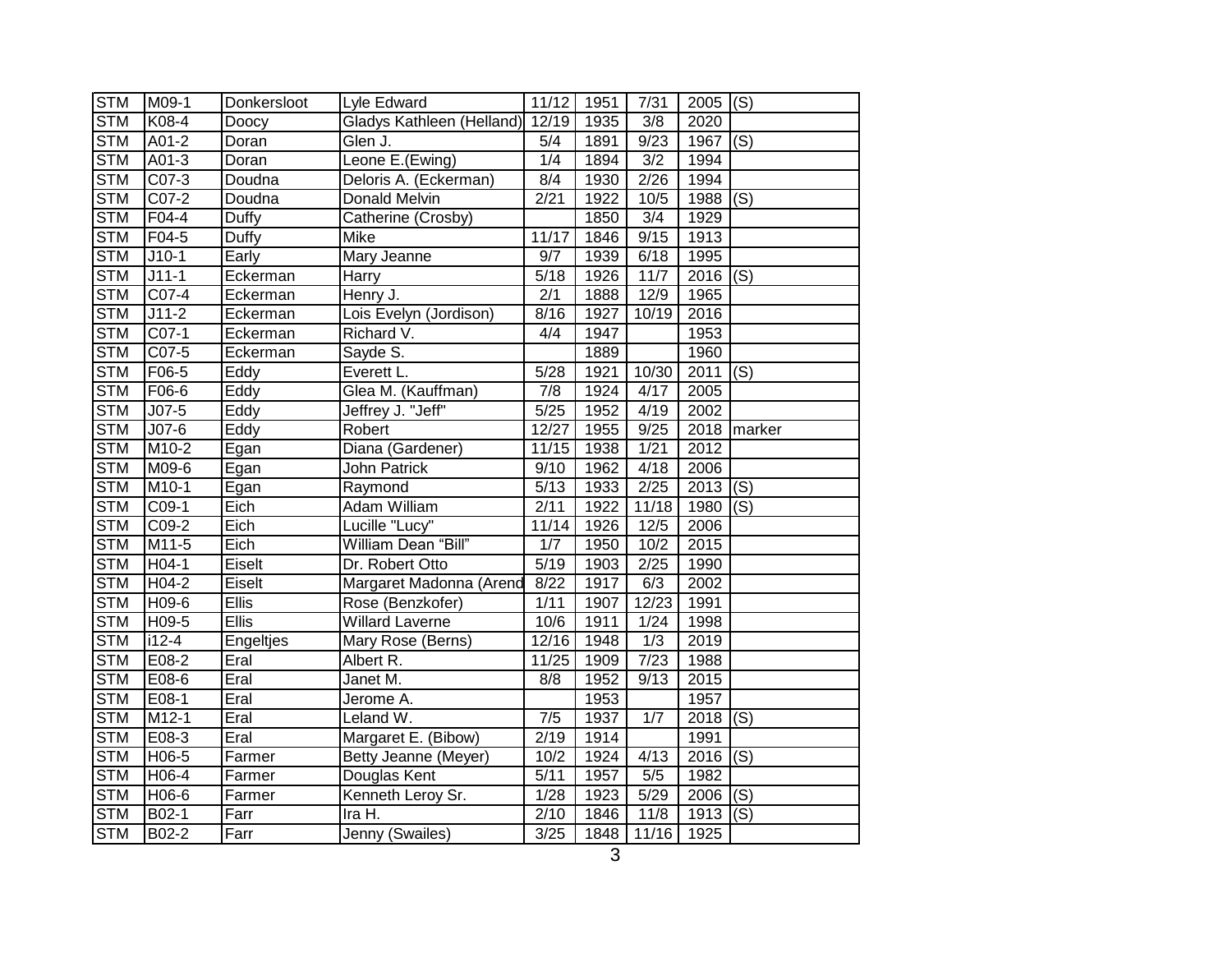| STM | M09-1 | Donkersloot | Lyle Edward | 11/12 | 1951 | 7/31 | 2005 | (S) |
|---|---|---|---|---|---|---|---|---|
| STM | K08-4 | Doocy | Gladys Kathleen (Helland) | 12/19 | 1935 | 3/8 | 2020 | |
| STM | A01-2 | Doran | Glen J. | 5/4 | 1891 | 9/23 | 1967 | (S) |
| STM | A01-3 | Doran | Leone E.(Ewing) | 1/4 | 1894 | 3/2 | 1994 | |
| STM | C07-3 | Doudna | Deloris A. (Eckerman) | 8/4 | 1930 | 2/26 | 1994 | |
| STM | C07-2 | Doudna | Donald Melvin | 2/21 | 1922 | 10/5 | 1988 | (S) |
| STM | F04-4 | Duffy | Catherine (Crosby) | | 1850 | 3/4 | 1929 | |
| STM | F04-5 | Duffy | Mike | 11/17 | 1846 | 9/15 | 1913 | |
| STM | J10-1 | Early | Mary Jeanne | 9/7 | 1939 | 6/18 | 1995 | |
| STM | J11-1 | Eckerman | Harry | 5/18 | 1926 | 11/7 | 2016 | (S) |
| STM | C07-4 | Eckerman | Henry J. | 2/1 | 1888 | 12/9 | 1965 | |
| STM | J11-2 | Eckerman | Lois Evelyn (Jordison) | 8/16 | 1927 | 10/19 | 2016 | |
| STM | C07-1 | Eckerman | Richard V. | 4/4 | 1947 | | 1953 | |
| STM | C07-5 | Eckerman | Sayde S. | | 1889 | | 1960 | |
| STM | F06-5 | Eddy | Everett L. | 5/28 | 1921 | 10/30 | 2011 | (S) |
| STM | F06-6 | Eddy | Glea M. (Kauffman) | 7/8 | 1924 | 4/17 | 2005 | |
| STM | J07-5 | Eddy | Jeffrey J. "Jeff" | 5/25 | 1952 | 4/19 | 2002 | |
| STM | J07-6 | Eddy | Robert | 12/27 | 1955 | 9/25 | 2018 | marker |
| STM | M10-2 | Egan | Diana (Gardener) | 11/15 | 1938 | 1/21 | 2012 | |
| STM | M09-6 | Egan | John Patrick | 9/10 | 1962 | 4/18 | 2006 | |
| STM | M10-1 | Egan | Raymond | 5/13 | 1933 | 2/25 | 2013 | (S) |
| STM | C09-1 | Eich | Adam William | 2/11 | 1922 | 11/18 | 1980 | (S) |
| STM | C09-2 | Eich | Lucille "Lucy" | 11/14 | 1926 | 12/5 | 2006 | |
| STM | M11-5 | Eich | William Dean “Bill” | 1/7 | 1950 | 10/2 | 2015 | |
| STM | H04-1 | Eiselt | Dr. Robert Otto | 5/19 | 1903 | 2/25 | 1990 | |
| STM | H04-2 | Eiselt | Margaret Madonna (Arend | 8/22 | 1917 | 6/3 | 2002 | |
| STM | H09-6 | Ellis | Rose (Benzkofer) | 1/11 | 1907 | 12/23 | 1991 | |
| STM | H09-5 | Ellis | Willard Laverne | 10/6 | 1911 | 1/24 | 1998 | |
| STM | i12-4 | Engeltjes | Mary Rose (Berns) | 12/16 | 1948 | 1/3 | 2019 | |
| STM | E08-2 | Eral | Albert R. | 11/25 | 1909 | 7/23 | 1988 | |
| STM | E08-6 | Eral | Janet M. | 8/8 | 1952 | 9/13 | 2015 | |
| STM | E08-1 | Eral | Jerome A. | | 1953 | | 1957 | |
| STM | M12-1 | Eral | Leland W. | 7/5 | 1937 | 1/7 | 2018 | (S) |
| STM | E08-3 | Eral | Margaret E. (Bibow) | 2/19 | 1914 | | 1991 | |
| STM | H06-5 | Farmer | Betty Jeanne (Meyer) | 10/2 | 1924 | 4/13 | 2016 | (S) |
| STM | H06-4 | Farmer | Douglas Kent | 5/11 | 1957 | 5/5 | 1982 | |
| STM | H06-6 | Farmer | Kenneth Leroy Sr. | 1/28 | 1923 | 5/29 | 2006 | (S) |
| STM | B02-1 | Farr | Ira H. | 2/10 | 1846 | 11/8 | 1913 | (S) |
| STM | B02-2 | Farr | Jenny (Swailes) | 3/25 | 1848 | 11/16 | 1925 | |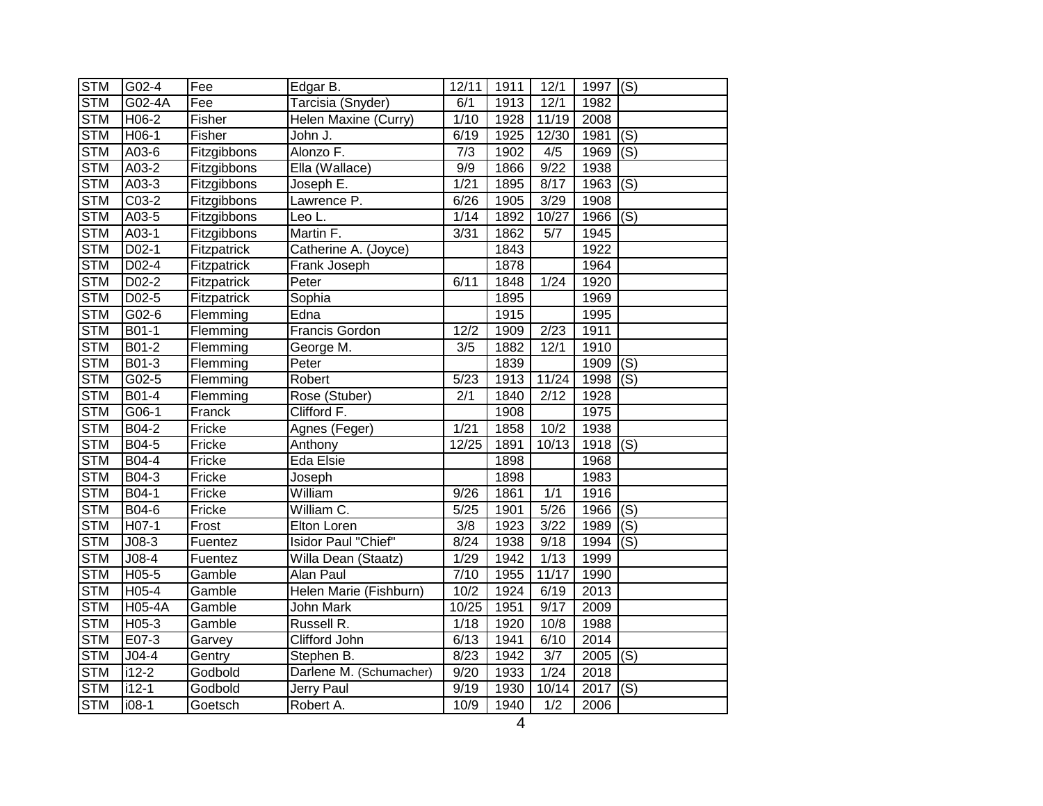| STM | G02-4 | Fee | Edgar B. | 12/11 | 1911 | 12/1 | 1997 | (S) |
|---|---|---|---|---|---|---|---|---|
| STM | G02-4A | Fee | Tarcisia (Snyder) | 6/1 | 1913 | 12/1 | 1982 | |
| STM | H06-2 | Fisher | Helen Maxine (Curry) | 1/10 | 1928 | 11/19 | 2008 | |
| STM | H06-1 | Fisher | John J. | 6/19 | 1925 | 12/30 | 1981 | (S) |
| STM | A03-6 | Fitzgibbons | Alonzo F. | 7/3 | 1902 | 4/5 | 1969 | (S) |
| STM | A03-2 | Fitzgibbons | Ella (Wallace) | 9/9 | 1866 | 9/22 | 1938 | |
| STM | A03-3 | Fitzgibbons | Joseph E. | 1/21 | 1895 | 8/17 | 1963 | (S) |
| STM | C03-2 | Fitzgibbons | Lawrence P. | 6/26 | 1905 | 3/29 | 1908 | |
| STM | A03-5 | Fitzgibbons | Leo L. | 1/14 | 1892 | 10/27 | 1966 | (S) |
| STM | A03-1 | Fitzgibbons | Martin F. | 3/31 | 1862 | 5/7 | 1945 | |
| STM | D02-1 | Fitzpatrick | Catherine A. (Joyce) | | 1843 | | 1922 | |
| STM | D02-4 | Fitzpatrick | Frank Joseph | | 1878 | | 1964 | |
| STM | D02-2 | Fitzpatrick | Peter | 6/11 | 1848 | 1/24 | 1920 | |
| STM | D02-5 | Fitzpatrick | Sophia | | 1895 | | 1969 | |
| STM | G02-6 | Flemming | Edna | | 1915 | | 1995 | |
| STM | B01-1 | Flemming | Francis Gordon | 12/2 | 1909 | 2/23 | 1911 | |
| STM | B01-2 | Flemming | George M. | 3/5 | 1882 | 12/1 | 1910 | |
| STM | B01-3 | Flemming | Peter | | 1839 | | 1909 | (S) |
| STM | G02-5 | Flemming | Robert | 5/23 | 1913 | 11/24 | 1998 | (S) |
| STM | B01-4 | Flemming | Rose (Stuber) | 2/1 | 1840 | 2/12 | 1928 | |
| STM | G06-1 | Franck | Clifford F. | | 1908 | | 1975 | |
| STM | B04-2 | Fricke | Agnes (Feger) | 1/21 | 1858 | 10/2 | 1938 | |
| STM | B04-5 | Fricke | Anthony | 12/25 | 1891 | 10/13 | 1918 | (S) |
| STM | B04-4 | Fricke | Eda Elsie | | 1898 | | 1968 | |
| STM | B04-3 | Fricke | Joseph | | 1898 | | 1983 | |
| STM | B04-1 | Fricke | William | 9/26 | 1861 | 1/1 | 1916 | |
| STM | B04-6 | Fricke | William C. | 5/25 | 1901 | 5/26 | 1966 | (S) |
| STM | H07-1 | Frost | Elton Loren | 3/8 | 1923 | 3/22 | 1989 | (S) |
| STM | J08-3 | Fuentez | Isidor Paul "Chief" | 8/24 | 1938 | 9/18 | 1994 | (S) |
| STM | J08-4 | Fuentez | Willa Dean (Staatz) | 1/29 | 1942 | 1/13 | 1999 | |
| STM | H05-5 | Gamble | Alan Paul | 7/10 | 1955 | 11/17 | 1990 | |
| STM | H05-4 | Gamble | Helen Marie (Fishburn) | 10/2 | 1924 | 6/19 | 2013 | |
| STM | H05-4A | Gamble | John Mark | 10/25 | 1951 | 9/17 | 2009 | |
| STM | H05-3 | Gamble | Russell R. | 1/18 | 1920 | 10/8 | 1988 | |
| STM | E07-3 | Garvey | Clifford John | 6/13 | 1941 | 6/10 | 2014 | |
| STM | J04-4 | Gentry | Stephen B. | 8/23 | 1942 | 3/7 | 2005 | (S) |
| STM | i12-2 | Godbold | Darlene M. (Schumacher) | 9/20 | 1933 | 1/24 | 2018 | |
| STM | i12-1 | Godbold | Jerry Paul | 9/19 | 1930 | 10/14 | 2017 | (S) |
| STM | i08-1 | Goetsch | Robert A. | 10/9 | 1940 | 1/2 | 2006 | |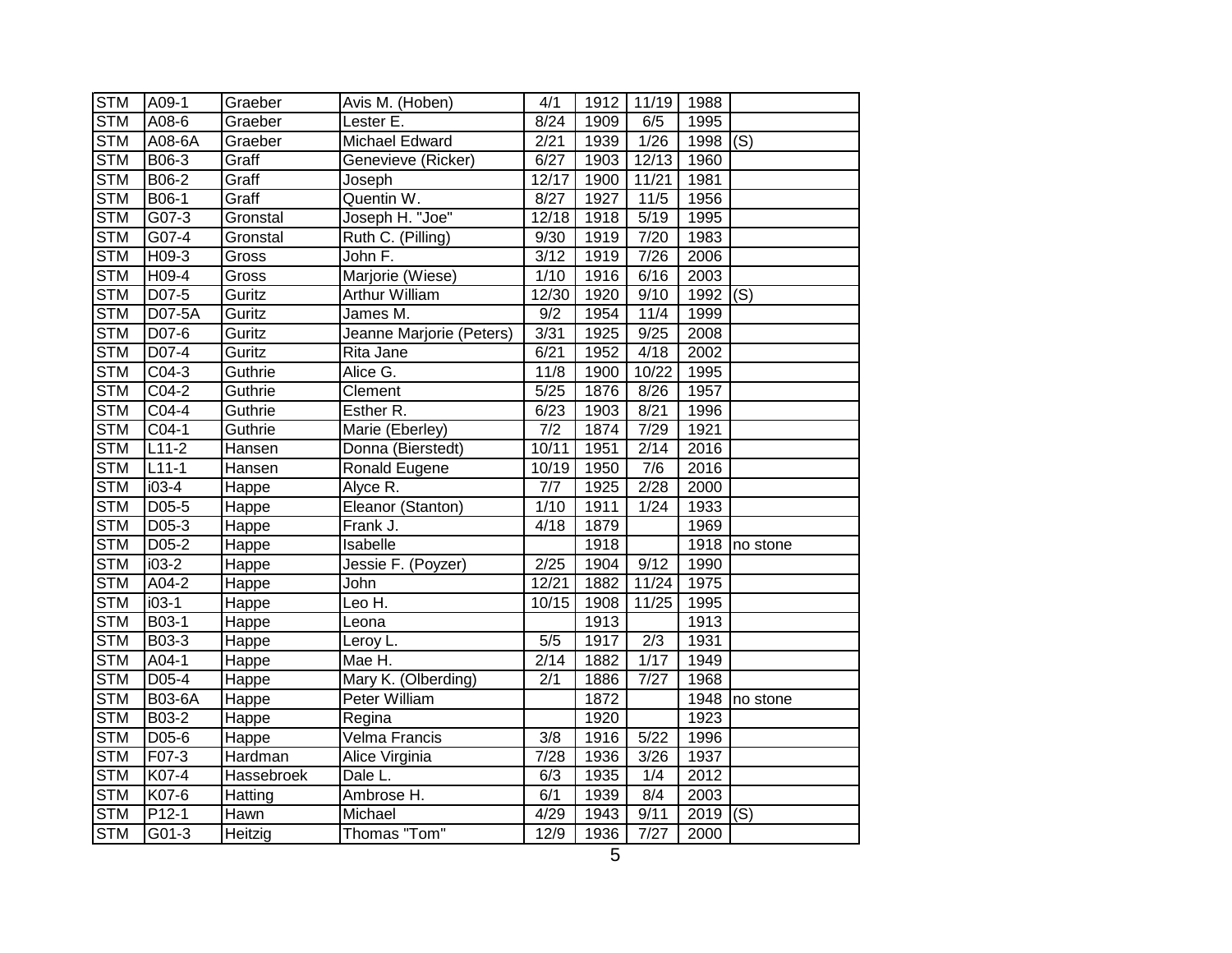| STM | A09-1 | Graeber | Avis M. (Hoben) | 4/1 | 1912 | 11/19 | 1988 | |
|---|---|---|---|---|---|---|---|---|
| STM | A08-6 | Graeber | Lester E. | 8/24 | 1909 | 6/5 | 1995 | |
| STM | A08-6A | Graeber | Michael Edward | 2/21 | 1939 | 1/26 | 1998 | (S) |
| STM | B06-3 | Graff | Genevieve (Ricker) | 6/27 | 1903 | 12/13 | 1960 | |
| STM | B06-2 | Graff | Joseph | 12/17 | 1900 | 11/21 | 1981 | |
| STM | B06-1 | Graff | Quentin W. | 8/27 | 1927 | 11/5 | 1956 | |
| STM | G07-3 | Gronstal | Joseph H. "Joe" | 12/18 | 1918 | 5/19 | 1995 | |
| STM | G07-4 | Gronstal | Ruth C. (Pilling) | 9/30 | 1919 | 7/20 | 1983 | |
| STM | H09-3 | Gross | John F. | 3/12 | 1919 | 7/26 | 2006 | |
| STM | H09-4 | Gross | Marjorie (Wiese) | 1/10 | 1916 | 6/16 | 2003 | |
| STM | D07-5 | Guritz | Arthur William | 12/30 | 1920 | 9/10 | 1992 | (S) |
| STM | D07-5A | Guritz | James M. | 9/2 | 1954 | 11/4 | 1999 | |
| STM | D07-6 | Guritz | Jeanne Marjorie (Peters) | 3/31 | 1925 | 9/25 | 2008 | |
| STM | D07-4 | Guritz | Rita Jane | 6/21 | 1952 | 4/18 | 2002 | |
| STM | C04-3 | Guthrie | Alice G. | 11/8 | 1900 | 10/22 | 1995 | |
| STM | C04-2 | Guthrie | Clement | 5/25 | 1876 | 8/26 | 1957 | |
| STM | C04-4 | Guthrie | Esther R. | 6/23 | 1903 | 8/21 | 1996 | |
| STM | C04-1 | Guthrie | Marie (Eberley) | 7/2 | 1874 | 7/29 | 1921 | |
| STM | L11-2 | Hansen | Donna (Bierstedt) | 10/11 | 1951 | 2/14 | 2016 | |
| STM | L11-1 | Hansen | Ronald Eugene | 10/19 | 1950 | 7/6 | 2016 | |
| STM | i03-4 | Happe | Alyce R. | 7/7 | 1925 | 2/28 | 2000 | |
| STM | D05-5 | Happe | Eleanor (Stanton) | 1/10 | 1911 | 1/24 | 1933 | |
| STM | D05-3 | Happe | Frank J. | 4/18 | 1879 | | 1969 | |
| STM | D05-2 | Happe | Isabelle | | 1918 | | 1918 | no stone |
| STM | i03-2 | Happe | Jessie F. (Poyzer) | 2/25 | 1904 | 9/12 | 1990 | |
| STM | A04-2 | Happe | John | 12/21 | 1882 | 11/24 | 1975 | |
| STM | i03-1 | Happe | Leo H. | 10/15 | 1908 | 11/25 | 1995 | |
| STM | B03-1 | Happe | Leona | | 1913 | | 1913 | |
| STM | B03-3 | Happe | Leroy L. | 5/5 | 1917 | 2/3 | 1931 | |
| STM | A04-1 | Happe | Mae H. | 2/14 | 1882 | 1/17 | 1949 | |
| STM | D05-4 | Happe | Mary K. (Olberding) | 2/1 | 1886 | 7/27 | 1968 | |
| STM | B03-6A | Happe | Peter William | | 1872 | | 1948 | no stone |
| STM | B03-2 | Happe | Regina | | 1920 | | 1923 | |
| STM | D05-6 | Happe | Velma Francis | 3/8 | 1916 | 5/22 | 1996 | |
| STM | F07-3 | Hardman | Alice Virginia | 7/28 | 1936 | 3/26 | 1937 | |
| STM | K07-4 | Hassebroek | Dale L. | 6/3 | 1935 | 1/4 | 2012 | |
| STM | K07-6 | Hatting | Ambrose H. | 6/1 | 1939 | 8/4 | 2003 | |
| STM | P12-1 | Hawn | Michael | 4/29 | 1943 | 9/11 | 2019 | (S) |
| STM | G01-3 | Heitzig | Thomas "Tom" | 12/9 | 1936 | 7/27 | 2000 | |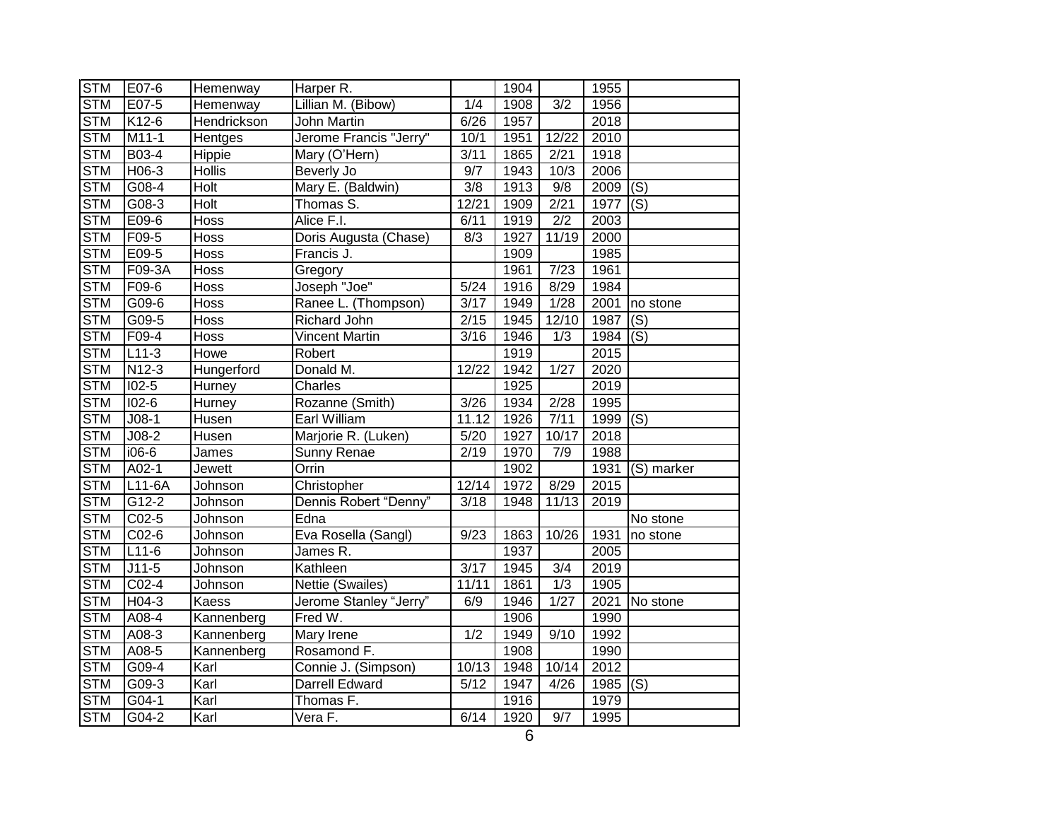| STM | E07-6 | Hemenway | Harper R. | | 1904 | | 1955 | |
|---|---|---|---|---|---|---|---|---|
| STM | E07-5 | Hemenway | Lillian M. (Bibow) | 1/4 | 1908 | 3/2 | 1956 | |
| STM | K12-6 | Hendrickson | John Martin | 6/26 | 1957 | | 2018 | |
| STM | M11-1 | Hentges | Jerome Francis "Jerry" | 10/1 | 1951 | 12/22 | 2010 | |
| STM | B03-4 | Hippie | Mary (O'Hern) | 3/11 | 1865 | 2/21 | 1918 | |
| STM | H06-3 | Hollis | Beverly Jo | 9/7 | 1943 | 10/3 | 2006 | |
| STM | G08-4 | Holt | Mary E. (Baldwin) | 3/8 | 1913 | 9/8 | 2009 | (S) |
| STM | G08-3 | Holt | Thomas S. | 12/21 | 1909 | 2/21 | 1977 | (S) |
| STM | E09-6 | Hoss | Alice F.I. | 6/11 | 1919 | 2/2 | 2003 | |
| STM | F09-5 | Hoss | Doris Augusta (Chase) | 8/3 | 1927 | 11/19 | 2000 | |
| STM | E09-5 | Hoss | Francis J. | | 1909 | | 1985 | |
| STM | F09-3A | Hoss | Gregory | | 1961 | 7/23 | 1961 | |
| STM | F09-6 | Hoss | Joseph "Joe" | 5/24 | 1916 | 8/29 | 1984 | |
| STM | G09-6 | Hoss | Ranee L. (Thompson) | 3/17 | 1949 | 1/28 | 2001 | no stone |
| STM | G09-5 | Hoss | Richard John | 2/15 | 1945 | 12/10 | 1987 | (S) |
| STM | F09-4 | Hoss | Vincent Martin | 3/16 | 1946 | 1/3 | 1984 | (S) |
| STM | L11-3 | Howe | Robert | | 1919 | | 2015 | |
| STM | N12-3 | Hungerford | Donald M. | 12/22 | 1942 | 1/27 | 2020 | |
| STM | I02-5 | Hurney | Charles | | 1925 | | 2019 | |
| STM | I02-6 | Hurney | Rozanne (Smith) | 3/26 | 1934 | 2/28 | 1995 | |
| STM | J08-1 | Husen | Earl William | 11.12 | 1926 | 7/11 | 1999 | (S) |
| STM | J08-2 | Husen | Marjorie R. (Luken) | 5/20 | 1927 | 10/17 | 2018 | |
| STM | i06-6 | James | Sunny Renae | 2/19 | 1970 | 7/9 | 1988 | |
| STM | A02-1 | Jewett | Orrin | | 1902 | | 1931 | (S) marker |
| STM | L11-6A | Johnson | Christopher | 12/14 | 1972 | 8/29 | 2015 | |
| STM | G12-2 | Johnson | Dennis Robert "Denny" | 3/18 | 1948 | 11/13 | 2019 | |
| STM | C02-5 | Johnson | Edna | | | | | No stone |
| STM | C02-6 | Johnson | Eva Rosella (Sangl) | 9/23 | 1863 | 10/26 | 1931 | no stone |
| STM | L11-6 | Johnson | James R. | | 1937 | | 2005 | |
| STM | J11-5 | Johnson | Kathleen | 3/17 | 1945 | 3/4 | 2019 | |
| STM | C02-4 | Johnson | Nettie (Swailes) | 11/11 | 1861 | 1/3 | 1905 | |
| STM | H04-3 | Kaess | Jerome Stanley "Jerry" | 6/9 | 1946 | 1/27 | 2021 | No stone |
| STM | A08-4 | Kannenberg | Fred W. | | 1906 | | 1990 | |
| STM | A08-3 | Kannenberg | Mary Irene | 1/2 | 1949 | 9/10 | 1992 | |
| STM | A08-5 | Kannenberg | Rosamond F. | | 1908 | | 1990 | |
| STM | G09-4 | Karl | Connie J. (Simpson) | 10/13 | 1948 | 10/14 | 2012 | |
| STM | G09-3 | Karl | Darrell Edward | 5/12 | 1947 | 4/26 | 1985 | (S) |
| STM | G04-1 | Karl | Thomas F. | | 1916 | | 1979 | |
| STM | G04-2 | Karl | Vera F. | 6/14 | 1920 | 9/7 | 1995 | |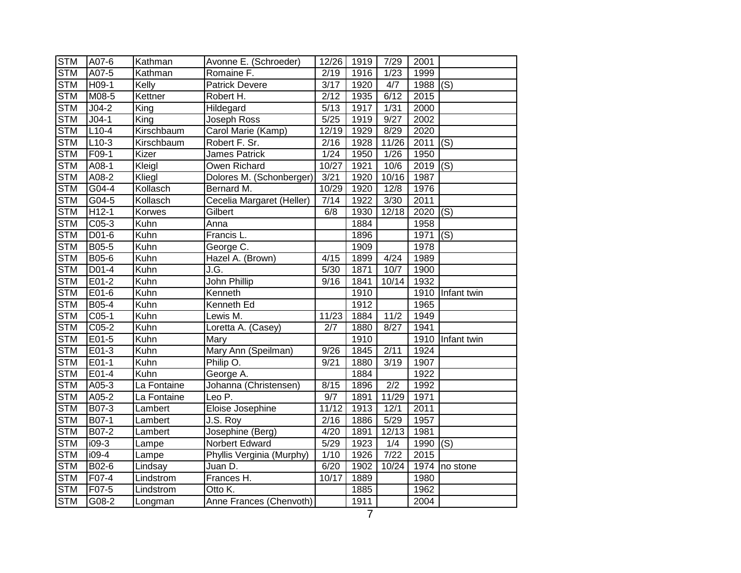| STM | A07-6 | Kathman | Avonne E. (Schroeder) | 12/26 | 1919 | 7/29 | 2001 | |
|---|---|---|---|---|---|---|---|---|
| STM | A07-5 | Kathman | Romaine F. | 2/19 | 1916 | 1/23 | 1999 | |
| STM | H09-1 | Kelly | Patrick Devere | 3/17 | 1920 | 4/7 | 1988 | (S) |
| STM | M08-5 | Kettner | Robert H. | 2/12 | 1935 | 6/12 | 2015 | |
| STM | J04-2 | King | Hildegard | 5/13 | 1917 | 1/31 | 2000 | |
| STM | J04-1 | King | Joseph Ross | 5/25 | 1919 | 9/27 | 2002 | |
| STM | L10-4 | Kirschbaum | Carol Marie (Kamp) | 12/19 | 1929 | 8/29 | 2020 | |
| STM | L10-3 | Kirschbaum | Robert F. Sr. | 2/16 | 1928 | 11/26 | 2011 | (S) |
| STM | F09-1 | Kizer | James Patrick | 1/24 | 1950 | 1/26 | 1950 | |
| STM | A08-1 | Kleigl | Owen Richard | 10/27 | 1921 | 10/6 | 2019 | (S) |
| STM | A08-2 | Kliegl | Dolores M. (Schonberger) | 3/21 | 1920 | 10/16 | 1987 | |
| STM | G04-4 | Kollasch | Bernard M. | 10/29 | 1920 | 12/8 | 1976 | |
| STM | G04-5 | Kollasch | Cecelia Margaret (Heller) | 7/14 | 1922 | 3/30 | 2011 | |
| STM | H12-1 | Korwes | Gilbert | 6/8 | 1930 | 12/18 | 2020 | (S) |
| STM | C05-3 | Kuhn | Anna | | 1884 | | 1958 | |
| STM | D01-6 | Kuhn | Francis L. | | 1896 | | 1971 | (S) |
| STM | B05-5 | Kuhn | George C. | | 1909 | | 1978 | |
| STM | B05-6 | Kuhn | Hazel A. (Brown) | 4/15 | 1899 | 4/24 | 1989 | |
| STM | D01-4 | Kuhn | J.G. | 5/30 | 1871 | 10/7 | 1900 | |
| STM | E01-2 | Kuhn | John Phillip | 9/16 | 1841 | 10/14 | 1932 | |
| STM | E01-6 | Kuhn | Kenneth | | 1910 | | 1910 | Infant twin |
| STM | B05-4 | Kuhn | Kenneth Ed | | 1912 | | 1965 | |
| STM | C05-1 | Kuhn | Lewis M. | 11/23 | 1884 | 11/2 | 1949 | |
| STM | C05-2 | Kuhn | Loretta A. (Casey) | 2/7 | 1880 | 8/27 | 1941 | |
| STM | E01-5 | Kuhn | Mary | | 1910 | | 1910 | Infant twin |
| STM | E01-3 | Kuhn | Mary Ann (Speilman) | 9/26 | 1845 | 2/11 | 1924 | |
| STM | E01-1 | Kuhn | Philip O. | 9/21 | 1880 | 3/19 | 1907 | |
| STM | E01-4 | Kuhn | George A. | | 1884 | | 1922 | |
| STM | A05-3 | La Fontaine | Johanna (Christensen) | 8/15 | 1896 | 2/2 | 1992 | |
| STM | A05-2 | La Fontaine | Leo P. | 9/7 | 1891 | 11/29 | 1971 | |
| STM | B07-3 | Lambert | Eloise Josephine | 11/12 | 1913 | 12/1 | 2011 | |
| STM | B07-1 | Lambert | J.S. Roy | 2/16 | 1886 | 5/29 | 1957 | |
| STM | B07-2 | Lambert | Josephine (Berg) | 4/20 | 1891 | 12/13 | 1981 | |
| STM | i09-3 | Lampe | Norbert Edward | 5/29 | 1923 | 1/4 | 1990 | (S) |
| STM | i09-4 | Lampe | Phyllis Verginia (Murphy) | 1/10 | 1926 | 7/22 | 2015 | |
| STM | B02-6 | Lindsay | Juan D. | 6/20 | 1902 | 10/24 | 1974 | no stone |
| STM | F07-4 | Lindstrom | Frances H. | 10/17 | 1889 | | 1980 | |
| STM | F07-5 | Lindstrom | Otto K. | | 1885 | | 1962 | |
| STM | G08-2 | Longman | Anne Frances (Chenvoth) | | 1911 | | 2004 | |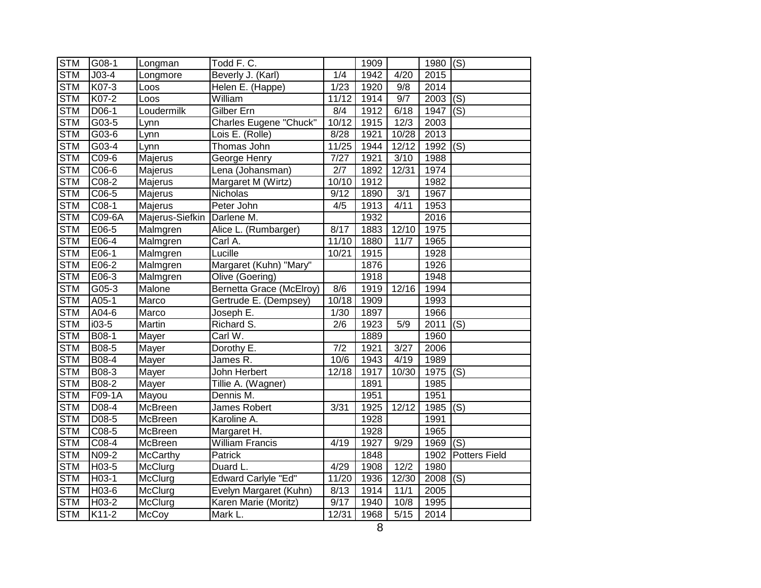| | | | | | | | | |
|---|---|---|---|---|---|---|---|---|
| STM | G08-1 | Longman | Todd F. C. | | 1909 | | 1980 | (S) |
| STM | J03-4 | Longmore | Beverly J. (Karl) | 1/4 | 1942 | 4/20 | 2015 | |
| STM | K07-3 | Loos | Helen E. (Happe) | 1/23 | 1920 | 9/8 | 2014 | |
| STM | K07-2 | Loos | William | 11/12 | 1914 | 9/7 | 2003 | (S) |
| STM | D06-1 | Loudermilk | Gilber Ern | 8/4 | 1912 | 6/18 | 1947 | (S) |
| STM | G03-5 | Lynn | Charles Eugene "Chuck" | 10/12 | 1915 | 12/3 | 2003 | |
| STM | G03-6 | Lynn | Lois E. (Rolle) | 8/28 | 1921 | 10/28 | 2013 | |
| STM | G03-4 | Lynn | Thomas John | 11/25 | 1944 | 12/12 | 1992 | (S) |
| STM | C09-6 | Majerus | George Henry | 7/27 | 1921 | 3/10 | 1988 | |
| STM | C06-6 | Majerus | Lena (Johansman) | 2/7 | 1892 | 12/31 | 1974 | |
| STM | C08-2 | Majerus | Margaret M (Wirtz) | 10/10 | 1912 | | 1982 | |
| STM | C06-5 | Majerus | Nicholas | 9/12 | 1890 | 3/1 | 1967 | |
| STM | C08-1 | Majerus | Peter John | 4/5 | 1913 | 4/11 | 1953 | |
| STM | C09-6A | Majerus-Siefkin | Darlene M. | | 1932 | | 2016 | |
| STM | E06-5 | Malmgren | Alice L. (Rumbarger) | 8/17 | 1883 | 12/10 | 1975 | |
| STM | E06-4 | Malmgren | Carl A. | 11/10 | 1880 | 11/7 | 1965 | |
| STM | E06-1 | Malmgren | Lucille | 10/21 | 1915 | | 1928 | |
| STM | E06-2 | Malmgren | Margaret (Kuhn) "Mary" | | 1876 | | 1926 | |
| STM | E06-3 | Malmgren | Olive (Goering) | | 1918 | | 1948 | |
| STM | G05-3 | Malone | Bernetta Grace (McElroy) | 8/6 | 1919 | 12/16 | 1994 | |
| STM | A05-1 | Marco | Gertrude E. (Dempsey) | 10/18 | 1909 | | 1993 | |
| STM | A04-6 | Marco | Joseph E. | 1/30 | 1897 | | 1966 | |
| STM | i03-5 | Martin | Richard S. | 2/6 | 1923 | 5/9 | 2011 | (S) |
| STM | B08-1 | Mayer | Carl W. | | 1889 | | 1960 | |
| STM | B08-5 | Mayer | Dorothy E. | 7/2 | 1921 | 3/27 | 2006 | |
| STM | B08-4 | Mayer | James R. | 10/6 | 1943 | 4/19 | 1989 | |
| STM | B08-3 | Mayer | John Herbert | 12/18 | 1917 | 10/30 | 1975 | (S) |
| STM | B08-2 | Mayer | Tillie A. (Wagner) | | 1891 | | 1985 | |
| STM | F09-1A | Mayou | Dennis M. | | 1951 | | 1951 | |
| STM | D08-4 | McBreen | James Robert | 3/31 | 1925 | 12/12 | 1985 | (S) |
| STM | D08-5 | McBreen | Karoline A. | | 1928 | | 1991 | |
| STM | C08-5 | McBreen | Margaret H. | | 1928 | | 1965 | |
| STM | C08-4 | McBreen | William Francis | 4/19 | 1927 | 9/29 | 1969 | (S) |
| STM | N09-2 | McCarthy | Patrick | | 1848 | | 1902 | Potters Field |
| STM | H03-5 | McClurg | Duard L. | 4/29 | 1908 | 12/2 | 1980 | |
| STM | H03-1 | McClurg | Edward Carlyle "Ed" | 11/20 | 1936 | 12/30 | 2008 | (S) |
| STM | H03-6 | McClurg | Evelyn Margaret (Kuhn) | 8/13 | 1914 | 11/1 | 2005 | |
| STM | H03-2 | McClurg | Karen Marie (Moritz) | 9/17 | 1940 | 10/8 | 1995 | |
| STM | K11-2 | McCoy | Mark L. | 12/31 | 1968 | 5/15 | 2014 | |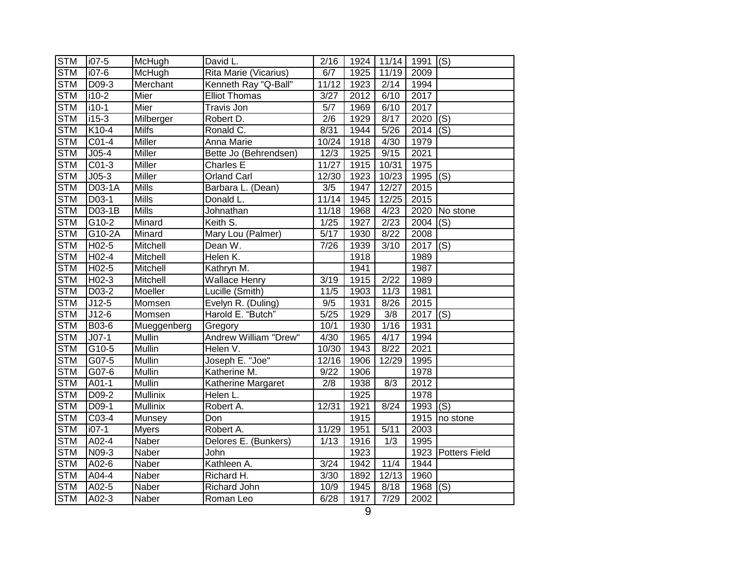| STM | i07-5 | McHugh | David L. | 2/16 | 1924 | 11/14 | 1991 | (S) |
|---|---|---|---|---|---|---|---|---|
| STM | i07-6 | McHugh | Rita Marie (Vicarius) | 6/7 | 1925 | 11/19 | 2009 | |
| STM | D09-3 | Merchant | Kenneth Ray "Q-Ball" | 11/12 | 1923 | 2/14 | 1994 | |
| STM | i10-2 | Mier | Elliot Thomas | 3/27 | 2012 | 6/10 | 2017 | |
| STM | i10-1 | Mier | Travis Jon | 5/7 | 1969 | 6/10 | 2017 | |
| STM | i15-3 | Milberger | Robert D. | 2/6 | 1929 | 8/17 | 2020 | (S) |
| STM | K10-4 | Milfs | Ronald C. | 8/31 | 1944 | 5/26 | 2014 | (S) |
| STM | C01-4 | Miller | Anna Marie | 10/24 | 1918 | 4/30 | 1979 | |
| STM | J05-4 | Miller | Bette Jo (Behrendsen) | 12/3 | 1925 | 9/15 | 2021 | |
| STM | C01-3 | Miller | Charles E | 11/27 | 1915 | 10/31 | 1975 | |
| STM | J05-3 | Miller | Orland Carl | 12/30 | 1923 | 10/23 | 1995 | (S) |
| STM | D03-1A | Mills | Barbara L. (Dean) | 3/5 | 1947 | 12/27 | 2015 | |
| STM | D03-1 | Mills | Donald L. | 11/14 | 1945 | 12/25 | 2015 | |
| STM | D03-1B | Mills | Johnathan | 11/18 | 1968 | 4/23 | 2020 | No stone |
| STM | G10-2 | Minard | Keith S. | 1/25 | 1927 | 2/23 | 2004 | (S) |
| STM | G10-2A | Minard | Mary Lou (Palmer) | 5/17 | 1930 | 8/22 | 2008 | |
| STM | H02-5 | Mitchell | Dean W. | 7/26 | 1939 | 3/10 | 2017 | (S) |
| STM | H02-4 | Mitchell | Helen K. | | 1918 | | 1989 | |
| STM | H02-5 | Mitchell | Kathryn M. | | 1941 | | 1987 | |
| STM | H02-3 | Mitchell | Wallace Henry | 3/19 | 1915 | 2/22 | 1989 | |
| STM | D03-2 | Moeller | Lucille (Smith) | 11/5 | 1903 | 11/3 | 1981 | |
| STM | J12-5 | Momsen | Evelyn R. (Duling) | 9/5 | 1931 | 8/26 | 2015 | |
| STM | J12-6 | Momsen | Harold E. “Butch” | 5/25 | 1929 | 3/8 | 2017 | (S) |
| STM | B03-6 | Mueggenberg | Gregory | 10/1 | 1930 | 1/16 | 1931 | |
| STM | J07-1 | Mullin | Andrew William "Drew" | 4/30 | 1965 | 4/17 | 1994 | |
| STM | G10-5 | Mullin | Helen V. | 10/30 | 1943 | 8/22 | 2021 | |
| STM | G07-5 | Mullin | Joseph E. "Joe" | 12/16 | 1906 | 12/29 | 1995 | |
| STM | G07-6 | Mullin | Katherine M. | 9/22 | 1906 | | 1978 | |
| STM | A01-1 | Mullin | Katherine Margaret | 2/8 | 1938 | 8/3 | 2012 | |
| STM | D09-2 | Mullinix | Helen L. | | 1925 | | 1978 | |
| STM | D09-1 | Mullinix | Robert A. | 12/31 | 1921 | 8/24 | 1993 | (S) |
| STM | C03-4 | Munsey | Don | | 1915 | | 1915 | no stone |
| STM | i07-1 | Myers | Robert A. | 11/29 | 1951 | 5/11 | 2003 | |
| STM | A02-4 | Naber | Delores E. (Bunkers) | 1/13 | 1916 | 1/3 | 1995 | |
| STM | N09-3 | Naber | John | | 1923 | | 1923 | Potters Field |
| STM | A02-6 | Naber | Kathleen A. | 3/24 | 1942 | 11/4 | 1944 | |
| STM | A04-4 | Naber | Richard H. | 3/30 | 1892 | 12/13 | 1960 | |
| STM | A02-5 | Naber | Richard John | 10/9 | 1945 | 8/18 | 1968 | (S) |
| STM | A02-3 | Naber | Roman Leo | 6/28 | 1917 | 7/29 | 2002 | |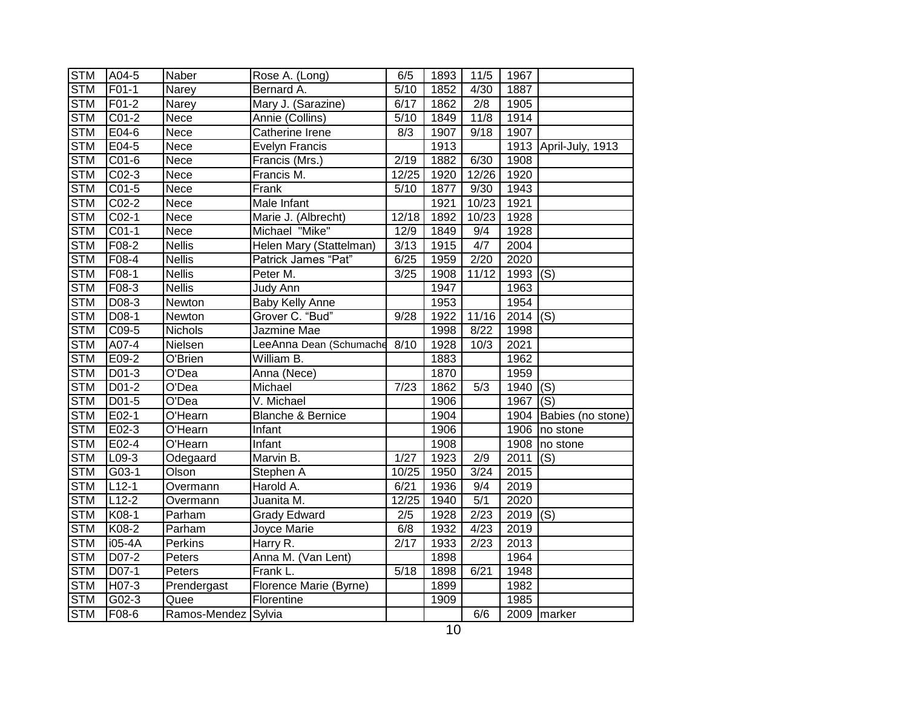| STM | A04-5 | Naber | Rose A. (Long) | 6/5 | 1893 | 11/5 | 1967 | |
|---|---|---|---|---|---|---|---|---|
| STM | F01-1 | Narey | Bernard A. | 5/10 | 1852 | 4/30 | 1887 | |
| STM | F01-2 | Narey | Mary J. (Sarazine) | 6/17 | 1862 | 2/8 | 1905 | |
| STM | C01-2 | Nece | Annie (Collins) | 5/10 | 1849 | 11/8 | 1914 | |
| STM | E04-6 | Nece | Catherine Irene | 8/3 | 1907 | 9/18 | 1907 | |
| STM | E04-5 | Nece | Evelyn Francis | | 1913 | | 1913 | April-July, 1913 |
| STM | C01-6 | Nece | Francis (Mrs.) | 2/19 | 1882 | 6/30 | 1908 | |
| STM | C02-3 | Nece | Francis M. | 12/25 | 1920 | 12/26 | 1920 | |
| STM | C01-5 | Nece | Frank | 5/10 | 1877 | 9/30 | 1943 | |
| STM | C02-2 | Nece | Male Infant | | 1921 | 10/23 | 1921 | |
| STM | C02-1 | Nece | Marie J. (Albrecht) | 12/18 | 1892 | 10/23 | 1928 | |
| STM | C01-1 | Nece | Michael "Mike" | 12/9 | 1849 | 9/4 | 1928 | |
| STM | F08-2 | Nellis | Helen Mary (Stattelman) | 3/13 | 1915 | 4/7 | 2004 | |
| STM | F08-4 | Nellis | Patrick James "Pat" | 6/25 | 1959 | 2/20 | 2020 | |
| STM | F08-1 | Nellis | Peter M. | 3/25 | 1908 | 11/12 | 1993 | (S) |
| STM | F08-3 | Nellis | Judy Ann | | 1947 | | 1963 | |
| STM | D08-3 | Newton | Baby Kelly Anne | | 1953 | | 1954 | |
| STM | D08-1 | Newton | Grover C. "Bud" | 9/28 | 1922 | 11/16 | 2014 | (S) |
| STM | C09-5 | Nichols | Jazmine Mae | | 1998 | 8/22 | 1998 | |
| STM | A07-4 | Nielsen | LeeAnna Dean (Schumache | 8/10 | 1928 | 10/3 | 2021 | |
| STM | E09-2 | O'Brien | William B. | | 1883 | | 1962 | |
| STM | D01-3 | O'Dea | Anna (Nece) | | 1870 | | 1959 | |
| STM | D01-2 | O'Dea | Michael | 7/23 | 1862 | 5/3 | 1940 | (S) |
| STM | D01-5 | O'Dea | V. Michael | | 1906 | | 1967 | (S) |
| STM | E02-1 | O'Hearn | Blanche & Bernice | | 1904 | | 1904 | Babies (no stone) |
| STM | E02-3 | O'Hearn | Infant | | 1906 | | 1906 | no stone |
| STM | E02-4 | O'Hearn | Infant | | 1908 | | 1908 | no stone |
| STM | L09-3 | Odegaard | Marvin B. | 1/27 | 1923 | 2/9 | 2011 | (S) |
| STM | G03-1 | Olson | Stephen A | 10/25 | 1950 | 3/24 | 2015 | |
| STM | L12-1 | Overmann | Harold A. | 6/21 | 1936 | 9/4 | 2019 | |
| STM | L12-2 | Overmann | Juanita M. | 12/25 | 1940 | 5/1 | 2020 | |
| STM | K08-1 | Parham | Grady Edward | 2/5 | 1928 | 2/23 | 2019 | (S) |
| STM | K08-2 | Parham | Joyce Marie | 6/8 | 1932 | 4/23 | 2019 | |
| STM | i05-4A | Perkins | Harry R. | 2/17 | 1933 | 2/23 | 2013 | |
| STM | D07-2 | Peters | Anna M. (Van Lent) | | 1898 | | 1964 | |
| STM | D07-1 | Peters | Frank L. | 5/18 | 1898 | 6/21 | 1948 | |
| STM | H07-3 | Prendergast | Florence Marie (Byrne) | | 1899 | | 1982 | |
| STM | G02-3 | Quee | Florentine | | 1909 | | 1985 | |
| STM | F08-6 | Ramos-Mendez | Sylvia | | | 6/6 | 2009 | marker |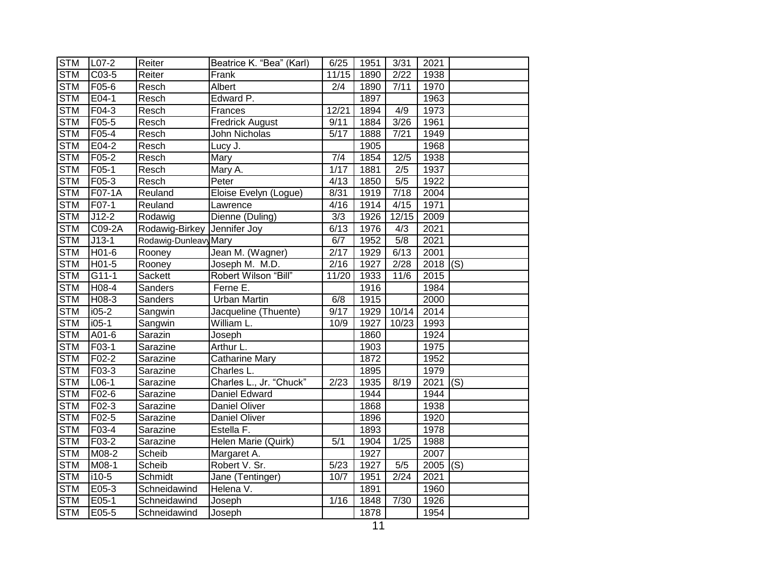| STM | L07-2 | Reiter | Beatrice K. "Bea" (Karl) | 6/25 | 1951 | 3/31 | 2021 | |
|---|---|---|---|---|---|---|---|---|
| STM | C03-5 | Reiter | Frank | 11/15 | 1890 | 2/22 | 1938 | |
| STM | F05-6 | Resch | Albert | 2/4 | 1890 | 7/11 | 1970 | |
| STM | E04-1 | Resch | Edward P. | | 1897 | | 1963 | |
| STM | F04-3 | Resch | Frances | 12/21 | 1894 | 4/9 | 1973 | |
| STM | F05-5 | Resch | Fredrick August | 9/11 | 1884 | 3/26 | 1961 | |
| STM | F05-4 | Resch | John Nicholas | 5/17 | 1888 | 7/21 | 1949 | |
| STM | E04-2 | Resch | Lucy J. | | 1905 | | 1968 | |
| STM | F05-2 | Resch | Mary | 7/4 | 1854 | 12/5 | 1938 | |
| STM | F05-1 | Resch | Mary A. | 1/17 | 1881 | 2/5 | 1937 | |
| STM | F05-3 | Resch | Peter | 4/13 | 1850 | 5/5 | 1922 | |
| STM | F07-1A | Reuland | Eloise Evelyn (Logue) | 8/31 | 1919 | 7/18 | 2004 | |
| STM | F07-1 | Reuland | Lawrence | 4/16 | 1914 | 4/15 | 1971 | |
| STM | J12-2 | Rodawig | Dienne (Duling) | 3/3 | 1926 | 12/15 | 2009 | |
| STM | C09-2A | Rodawig-Birkey | Jennifer Joy | 6/13 | 1976 | 4/3 | 2021 | |
| STM | J13-1 | Rodawig-Dunleavy | Mary | 6/7 | 1952 | 5/8 | 2021 | |
| STM | H01-6 | Rooney | Jean M. (Wagner) | 2/17 | 1929 | 6/13 | 2001 | |
| STM | H01-5 | Rooney | Joseph M. M.D. | 2/16 | 1927 | 2/28 | 2018 | (S) |
| STM | G11-1 | Sackett | Robert Wilson "Bill" | 11/20 | 1933 | 11/6 | 2015 | |
| STM | H08-4 | Sanders | Ferne E. | | 1916 | | 1984 | |
| STM | H08-3 | Sanders | Urban Martin | 6/8 | 1915 | | 2000 | |
| STM | i05-2 | Sangwin | Jacqueline (Thuente) | 9/17 | 1929 | 10/14 | 2014 | |
| STM | i05-1 | Sangwin | William L. | 10/9 | 1927 | 10/23 | 1993 | |
| STM | A01-6 | Sarazin | Joseph | | 1860 | | 1924 | |
| STM | F03-1 | Sarazine | Arthur L. | | 1903 | | 1975 | |
| STM | F02-2 | Sarazine | Catharine Mary | | 1872 | | 1952 | |
| STM | F03-3 | Sarazine | Charles L. | | 1895 | | 1979 | |
| STM | L06-1 | Sarazine | Charles L., Jr. "Chuck" | 2/23 | 1935 | 8/19 | 2021 | (S) |
| STM | F02-6 | Sarazine | Daniel Edward | | 1944 | | 1944 | |
| STM | F02-3 | Sarazine | Daniel Oliver | | 1868 | | 1938 | |
| STM | F02-5 | Sarazine | Daniel Oliver | | 1896 | | 1920 | |
| STM | F03-4 | Sarazine | Estella F. | | 1893 | | 1978 | |
| STM | F03-2 | Sarazine | Helen Marie (Quirk) | 5/1 | 1904 | 1/25 | 1988 | |
| STM | M08-2 | Scheib | Margaret A. | | 1927 | | 2007 | |
| STM | M08-1 | Scheib | Robert V. Sr. | 5/23 | 1927 | 5/5 | 2005 | (S) |
| STM | i10-5 | Schmidt | Jane (Tentinger) | 10/7 | 1951 | 2/24 | 2021 | |
| STM | E05-3 | Schneidawind | Helena V. | | 1891 | | 1960 | |
| STM | E05-1 | Schneidawind | Joseph | 1/16 | 1848 | 7/30 | 1926 | |
| STM | E05-5 | Schneidawind | Joseph | | 1878 | | 1954 | |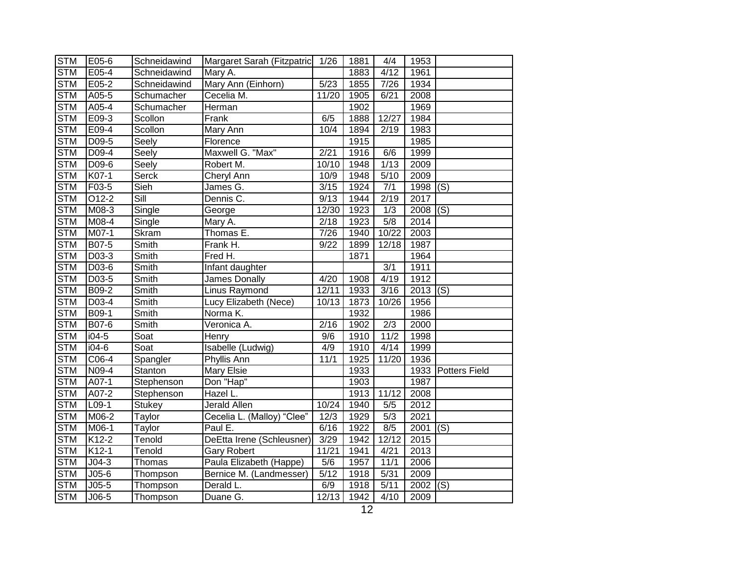| STM | E05-6 | Schneidawind | Margaret Sarah (Fitzpatric | 1/26 | 1881 | 4/4 | 1953 | |
|---|---|---|---|---|---|---|---|---|
| STM | E05-4 | Schneidawind | Mary A. | | 1883 | 4/12 | 1961 | |
| STM | E05-2 | Schneidawind | Mary Ann (Einhorn) | 5/23 | 1855 | 7/26 | 1934 | |
| STM | A05-5 | Schumacher | Cecelia M. | 11/20 | 1905 | 6/21 | 2008 | |
| STM | A05-4 | Schumacher | Herman | | 1902 | | 1969 | |
| STM | E09-3 | Scollon | Frank | 6/5 | 1888 | 12/27 | 1984 | |
| STM | E09-4 | Scollon | Mary Ann | 10/4 | 1894 | 2/19 | 1983 | |
| STM | D09-5 | Seely | Florence | | 1915 | | 1985 | |
| STM | D09-4 | Seely | Maxwell G. "Max" | 2/21 | 1916 | 6/6 | 1999 | |
| STM | D09-6 | Seely | Robert M. | 10/10 | 1948 | 1/13 | 2009 | |
| STM | K07-1 | Serck | Cheryl Ann | 10/9 | 1948 | 5/10 | 2009 | |
| STM | F03-5 | Sieh | James G. | 3/15 | 1924 | 7/1 | 1998 | (S) |
| STM | O12-2 | Sill | Dennis C. | 9/13 | 1944 | 2/19 | 2017 | |
| STM | M08-3 | Single | George | 12/30 | 1923 | 1/3 | 2008 | (S) |
| STM | M08-4 | Single | Mary A. | 2/18 | 1923 | 5/8 | 2014 | |
| STM | M07-1 | Skram | Thomas E. | 7/26 | 1940 | 10/22 | 2003 | |
| STM | B07-5 | Smith | Frank H. | 9/22 | 1899 | 12/18 | 1987 | |
| STM | D03-3 | Smith | Fred H. | | 1871 | | 1964 | |
| STM | D03-6 | Smith | Infant daughter | | | 3/1 | 1911 | |
| STM | D03-5 | Smith | James Donally | 4/20 | 1908 | 4/19 | 1912 | |
| STM | B09-2 | Smith | Linus Raymond | 12/11 | 1933 | 3/16 | 2013 | (S) |
| STM | D03-4 | Smith | Lucy Elizabeth (Nece) | 10/13 | 1873 | 10/26 | 1956 | |
| STM | B09-1 | Smith | Norma K. | | 1932 | | 1986 | |
| STM | B07-6 | Smith | Veronica A. | 2/16 | 1902 | 2/3 | 2000 | |
| STM | i04-5 | Soat | Henry | 9/6 | 1910 | 11/2 | 1998 | |
| STM | i04-6 | Soat | Isabelle (Ludwig) | 4/9 | 1910 | 4/14 | 1999 | |
| STM | C06-4 | Spangler | Phyllis Ann | 11/1 | 1925 | 11/20 | 1936 | |
| STM | N09-4 | Stanton | Mary Elsie | | 1933 | | 1933 | Potters Field |
| STM | A07-1 | Stephenson | Don "Hap" | | 1903 | | 1987 | |
| STM | A07-2 | Stephenson | Hazel L. | | 1913 | 11/12 | 2008 | |
| STM | L09-1 | Stukey | Jerald Allen | 10/24 | 1940 | 5/5 | 2012 | |
| STM | M06-2 | Taylor | Cecelia L. (Malloy) "Clee" | 12/3 | 1929 | 5/3 | 2021 | |
| STM | M06-1 | Taylor | Paul E. | 6/16 | 1922 | 8/5 | 2001 | (S) |
| STM | K12-2 | Tenold | DeEtta Irene (Schleusner) | 3/29 | 1942 | 12/12 | 2015 | |
| STM | K12-1 | Tenold | Gary Robert | 11/21 | 1941 | 4/21 | 2013 | |
| STM | J04-3 | Thomas | Paula Elizabeth (Happe) | 5/6 | 1957 | 11/1 | 2006 | |
| STM | J05-6 | Thompson | Bernice M. (Landmesser) | 5/12 | 1918 | 5/31 | 2009 | |
| STM | J05-5 | Thompson | Derald L. | 6/9 | 1918 | 5/11 | 2002 | (S) |
| STM | J06-5 | Thompson | Duane G. | 12/13 | 1942 | 4/10 | 2009 | |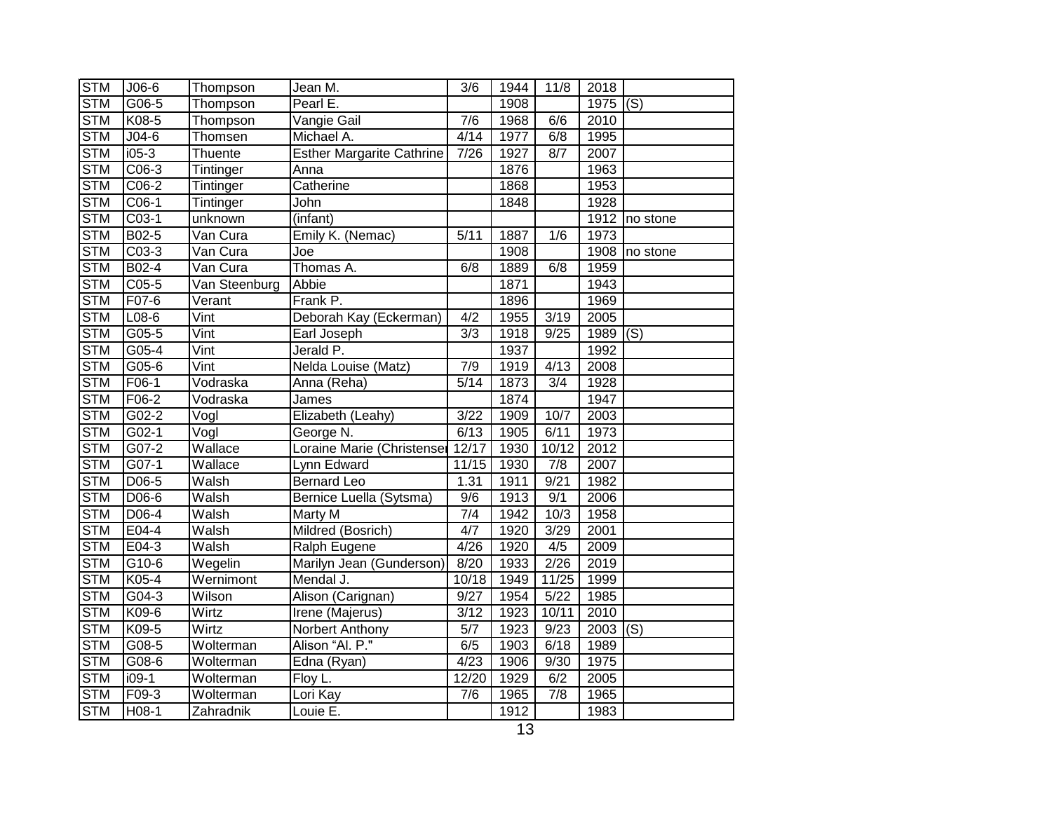| STM | J06-6 | Thompson | Jean M. | 3/6 | 1944 | 11/8 | 2018 | |
|---|---|---|---|---|---|---|---|---|
| STM | G06-5 | Thompson | Pearl E. | | 1908 | | 1975 | (S) |
| STM | K08-5 | Thompson | Vangie Gail | 7/6 | 1968 | 6/6 | 2010 | |
| STM | J04-6 | Thomsen | Michael A. | 4/14 | 1977 | 6/8 | 1995 | |
| STM | i05-3 | Thuente | Esther Margarite Cathrine | 7/26 | 1927 | 8/7 | 2007 | |
| STM | C06-3 | Tintinger | Anna | | 1876 | | 1963 | |
| STM | C06-2 | Tintinger | Catherine | | 1868 | | 1953 | |
| STM | C06-1 | Tintinger | John | | 1848 | | 1928 | |
| STM | C03-1 | unknown | (infant) | | | | 1912 | no stone |
| STM | B02-5 | Van Cura | Emily K. (Nemac) | 5/11 | 1887 | 1/6 | 1973 | |
| STM | C03-3 | Van Cura | Joe | | 1908 | | 1908 | no stone |
| STM | B02-4 | Van Cura | Thomas A. | 6/8 | 1889 | 6/8 | 1959 | |
| STM | C05-5 | Van Steenburg | Abbie | | 1871 | | 1943 | |
| STM | F07-6 | Verant | Frank P. | | 1896 | | 1969 | |
| STM | L08-6 | Vint | Deborah Kay (Eckerman) | 4/2 | 1955 | 3/19 | 2005 | |
| STM | G05-5 | Vint | Earl Joseph | 3/3 | 1918 | 9/25 | 1989 | (S) |
| STM | G05-4 | Vint | Jerald P. | | 1937 | | 1992 | |
| STM | G05-6 | Vint | Nelda Louise (Matz) | 7/9 | 1919 | 4/13 | 2008 | |
| STM | F06-1 | Vodraska | Anna (Reha) | 5/14 | 1873 | 3/4 | 1928 | |
| STM | F06-2 | Vodraska | James | | 1874 | | 1947 | |
| STM | G02-2 | Vogl | Elizabeth (Leahy) | 3/22 | 1909 | 10/7 | 2003 | |
| STM | G02-1 | Vogl | George N. | 6/13 | 1905 | 6/11 | 1973 | |
| STM | G07-2 | Wallace | Loraine Marie (Christenser | 12/17 | 1930 | 10/12 | 2012 | |
| STM | G07-1 | Wallace | Lynn Edward | 11/15 | 1930 | 7/8 | 2007 | |
| STM | D06-5 | Walsh | Bernard Leo | 1.31 | 1911 | 9/21 | 1982 | |
| STM | D06-6 | Walsh | Bernice Luella (Sytsma) | 9/6 | 1913 | 9/1 | 2006 | |
| STM | D06-4 | Walsh | Marty M | 7/4 | 1942 | 10/3 | 1958 | |
| STM | E04-4 | Walsh | Mildred (Bosrich) | 4/7 | 1920 | 3/29 | 2001 | |
| STM | E04-3 | Walsh | Ralph Eugene | 4/26 | 1920 | 4/5 | 2009 | |
| STM | G10-6 | Wegelin | Marilyn Jean (Gunderson) | 8/20 | 1933 | 2/26 | 2019 | |
| STM | K05-4 | Wernimont | Mendal J. | 10/18 | 1949 | 11/25 | 1999 | |
| STM | G04-3 | Wilson | Alison (Carignan) | 9/27 | 1954 | 5/22 | 1985 | |
| STM | K09-6 | Wirtz | Irene (Majerus) | 3/12 | 1923 | 10/11 | 2010 | |
| STM | K09-5 | Wirtz | Norbert Anthony | 5/7 | 1923 | 9/23 | 2003 | (S) |
| STM | G08-5 | Wolterman | Alison "Al. P." | 6/5 | 1903 | 6/18 | 1989 | |
| STM | G08-6 | Wolterman | Edna (Ryan) | 4/23 | 1906 | 9/30 | 1975 | |
| STM | i09-1 | Wolterman | Floy L. | 12/20 | 1929 | 6/2 | 2005 | |
| STM | F09-3 | Wolterman | Lori Kay | 7/6 | 1965 | 7/8 | 1965 | |
| STM | H08-1 | Zahradnik | Louie E. | | 1912 | | 1983 | |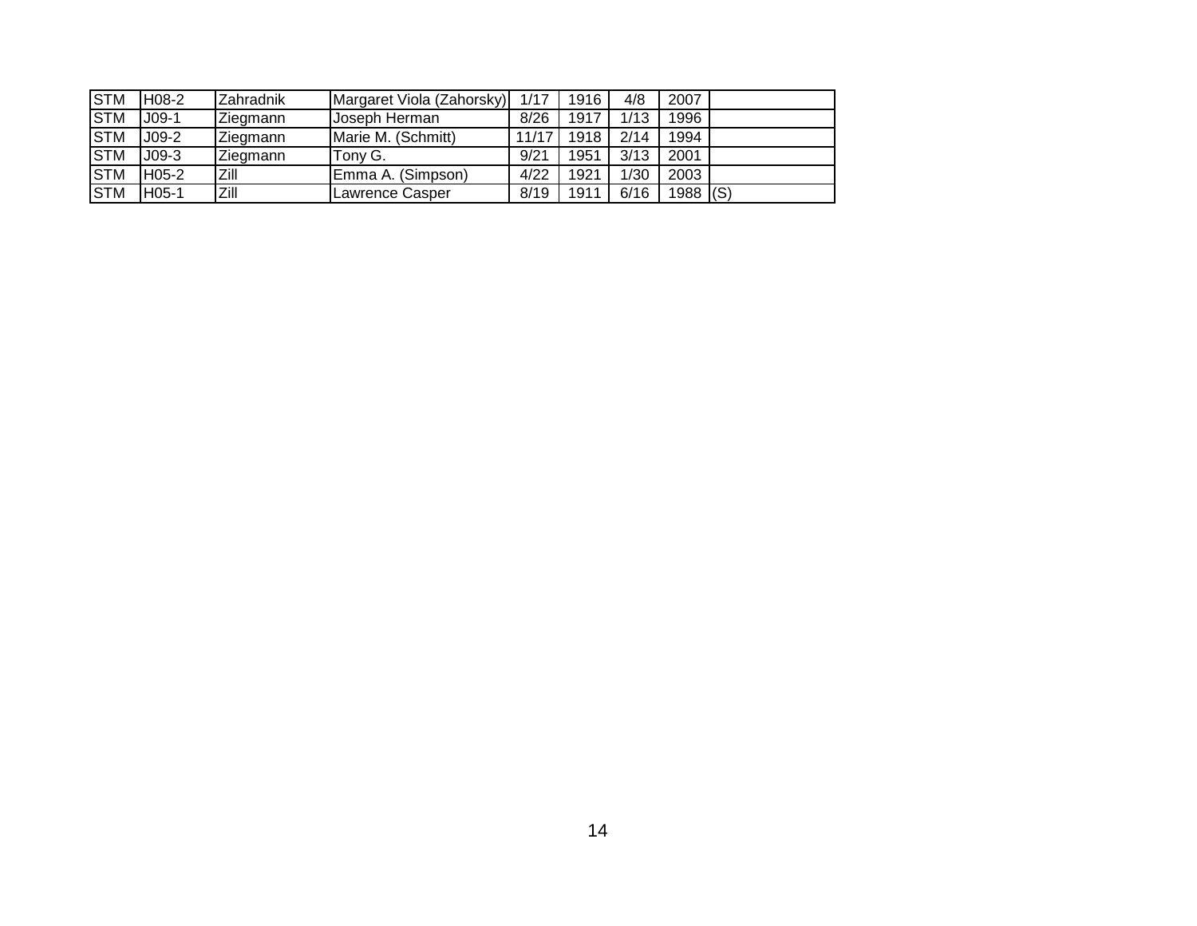| | | | | | | | | |
|---|---|---|---|---|---|---|---|---|
| STM | H08-2 | Zahradnik | Margaret Viola (Zahorsky) | 1/17 | 1916 | 4/8 | 2007 | |
| STM | J09-1 | Ziegmann | Joseph Herman | 8/26 | 1917 | 1/13 | 1996 | |
| STM | J09-2 | Ziegmann | Marie M. (Schmitt) | 11/17 | 1918 | 2/14 | 1994 | |
| STM | J09-3 | Ziegmann | Tony G. | 9/21 | 1951 | 3/13 | 2001 | |
| STM | H05-2 | Zill | Emma A. (Simpson) | 4/22 | 1921 | 1/30 | 2003 | |
| STM | H05-1 | Zill | Lawrence Casper | 8/19 | 1911 | 6/16 | 1988 | (S) |